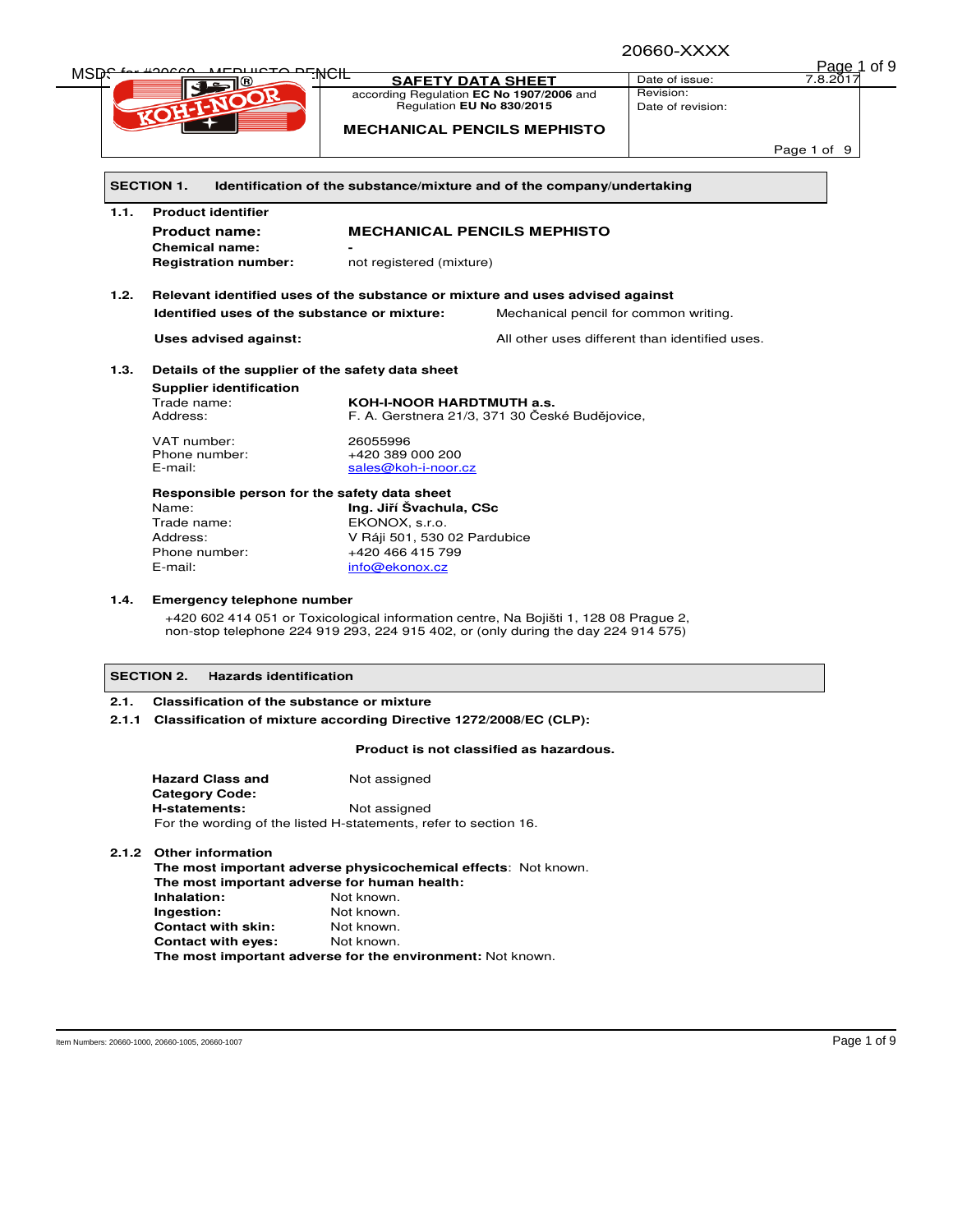**SAFETY DATA SHEET**

according Regulation **EC No 1907/2006** and Regulation **EU No 830/2015**

**MECHANICAL PENCILS MEPHISTO**

| Date of issue: | 7.8.2017 |
|---|---|
| Revision: | |
| Date of revision: | |

## SECTION 1. Identification of the substance/mixture and of the company/undertaking

### 1.1. Product identifier

**Product name:** **MECHANICAL PENCILS MEPHISTO**
**Chemical name:** -
**Registration number:** not registered (mixture)

### 1.2. Relevant identified uses of the substance or mixture and uses advised against

**Identified uses of the substance or mixture:** Mechanical pencil for common writing.

**Uses advised against:** All other uses different than identified uses.

### 1.3. Details of the supplier of the safety data sheet

**Supplier identification**

Trade name: **KOH-I-NOOR HARDTMUTH a.s.**
Address: F. A. Gerstnera 21/3, 371 30 České Budějovice,

VAT number: 26055996
Phone number: +420 389 000 200
E-mail: sales@koh-i-noor.cz

**Responsible person for the safety data sheet**

Name: **Ing. Jiří Švachula, CSc**
Trade name: EKONOX, s.r.o.
Address: V Ráji 501, 530 02 Pardubice
Phone number: +420 466 415 799
E-mail: info@ekonox.cz

### 1.4. Emergency telephone number

+420 602 414 051 or Toxicological information centre, Na Bojišti 1, 128 08 Prague 2, non-stop telephone 224 919 293, 224 915 402, or (only during the day 224 914 575)

## SECTION 2. Hazards identification

### 2.1. Classification of the substance or mixture

#### 2.1.1 Classification of mixture according Directive 1272/2008/EC (CLP):

**Product is not classified as hazardous.**

**Hazard Class and Category Code:** Not assigned
**H-statements:** Not assigned
For the wording of the listed H-statements, refer to section 16.

#### 2.1.2 Other information

**The most important adverse physicochemical effects**: Not known.
**The most important adverse for human health:**
**Inhalation:** Not known.
**Ingestion:** Not known.
**Contact with skin:** Not known.
**Contact with eyes:** Not known.
**The most important adverse for the environment:** Not known.

Item Numbers: 20660-1000, 20660-1005, 20660-1007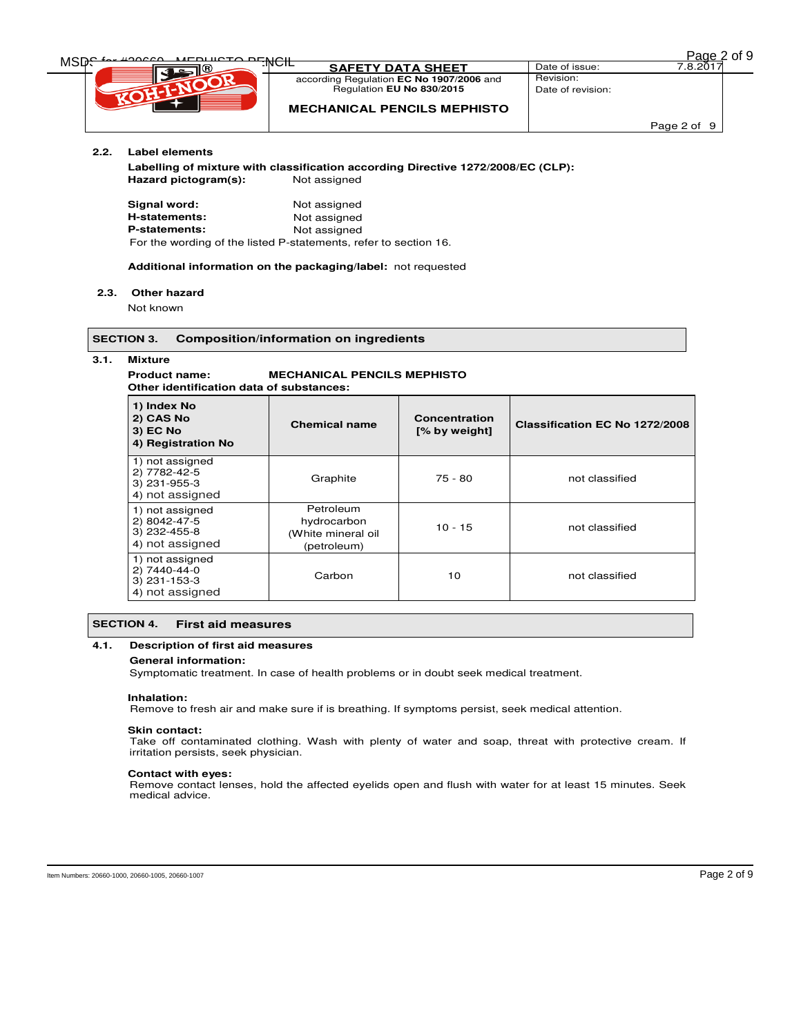**2.2. Label elements**

**Labelling of mixture with classification according Directive 1272/2008/EC (CLP):**

**Hazard pictogram(s):** Not assigned

**Signal word:** Not assigned
**H-statements:** Not assigned
**P-statements:** Not assigned
For the wording of the listed P-statements, refer to section 16.

**Additional information on the packaging/label:** not requested

**2.3. Other hazard**

Not known

## SECTION 3. Composition/information on ingredients

**3.1. Mixture**

**Product name:** **MECHANICAL PENCILS MEPHISTO**
**Other identification data of substances:**

| 1) Index No<br>2) CAS No<br>3) EC No<br>4) Registration No | Chemical name | Concentration [% by weight] | Classification EC No 1272/2008 |
|---|---|---|---|
| 1) not assigned<br>2) 7782-42-5<br>3) 231-955-3<br>4) not assigned | Graphite | 75 - 80 | not classified |
| 1) not assigned<br>2) 8042-47-5<br>3) 232-455-8<br>4) not assigned | Petroleum hydrocarbon (White mineral oil (petroleum) | 10 - 15 | not classified |
| 1) not assigned<br>2) 7440-44-0<br>3) 231-153-3<br>4) not assigned | Carbon | 10 | not classified |

## SECTION 4. First aid measures

**4.1. Description of first aid measures**

**General information:**
Symptomatic treatment. In case of health problems or in doubt seek medical treatment.

**Inhalation:**
Remove to fresh air and make sure if is breathing. If symptoms persist, seek medical attention.

**Skin contact:**
Take off contaminated clothing. Wash with plenty of water and soap, threat with protective cream. If irritation persists, seek physician.

**Contact with eyes:**
Remove contact lenses, hold the affected eyelids open and flush with water for at least 15 minutes. Seek medical advice.

Item Numbers: 20660-1000, 20660-1005, 20660-1007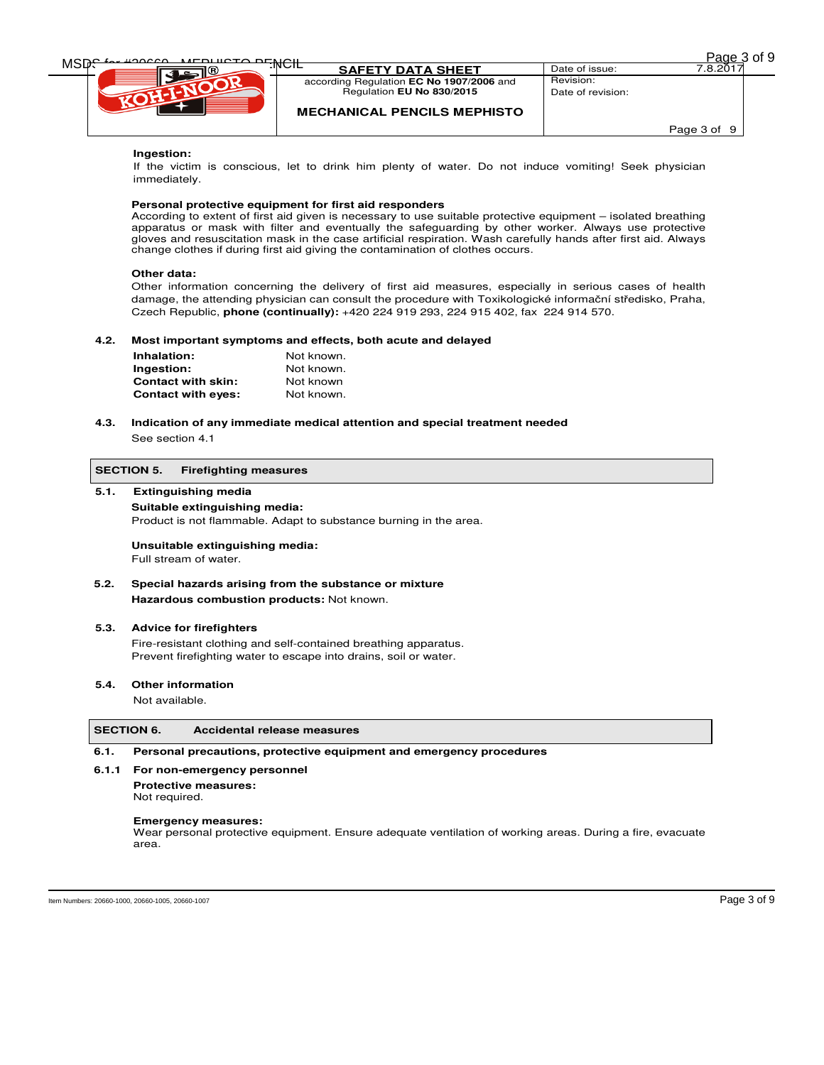**Ingestion:**
If the victim is conscious, let to drink him plenty of water. Do not induce vomiting! Seek physician immediately.

**Personal protective equipment for first aid responders**
According to extent of first aid given is necessary to use suitable protective equipment – isolated breathing apparatus or mask with filter and eventually the safeguarding by other worker. Always use protective gloves and resuscitation mask in the case artificial respiration. Wash carefully hands after first aid. Always change clothes if during first aid giving the contamination of clothes occurs.

**Other data:**
Other information concerning the delivery of first aid measures, especially in serious cases of health damage, the attending physician can consult the procedure with Toxikologické informační středisko, Praha, Czech Republic, **phone (continually):** +420 224 919 293, 224 915 402, fax 224 914 570.

### 4.2. Most important symptoms and effects, both acute and delayed

| | |
|---|---|
| **Inhalation:** | Not known. |
| **Ingestion:** | Not known. |
| **Contact with skin:** | Not known |
| **Contact with eyes:** | Not known. |

### 4.3. Indication of any immediate medical attention and special treatment needed

See section 4.1

## SECTION 5. Firefighting measures

### 5.1. Extinguishing media

**Suitable extinguishing media:**
Product is not flammable. Adapt to substance burning in the area.

**Unsuitable extinguishing media:**
Full stream of water.

### 5.2. Special hazards arising from the substance or mixture

**Hazardous combustion products:** Not known.

### 5.3. Advice for firefighters

Fire-resistant clothing and self-contained breathing apparatus.
Prevent firefighting water to escape into drains, soil or water.

### 5.4. Other information

Not available.

## SECTION 6. Accidental release measures

### 6.1. Personal precautions, protective equipment and emergency procedures

#### 6.1.1 For non-emergency personnel

**Protective measures:**
Not required.

**Emergency measures:**
Wear personal protective equipment. Ensure adequate ventilation of working areas. During a fire, evacuate area.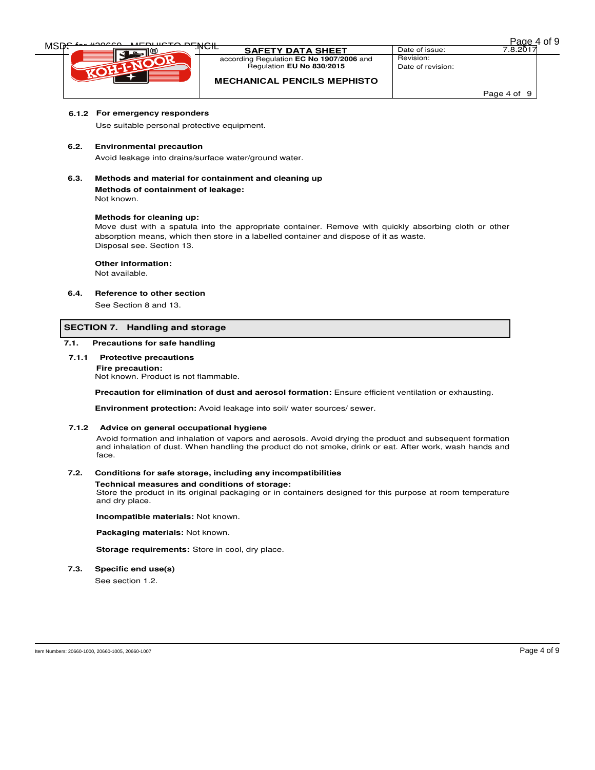### 6.1.2 For emergency responders

Use suitable personal protective equipment.

### 6.2. Environmental precaution

Avoid leakage into drains/surface water/ground water.

### 6.3. Methods and material for containment and cleaning up

**Methods of containment of leakage:**
Not known.

**Methods for cleaning up:**
Move dust with a spatula into the appropriate container. Remove with quickly absorbing cloth or other absorption means, which then store in a labelled container and dispose of it as waste.
Disposal see. Section 13.

**Other information:**
Not available.

### 6.4. Reference to other section

See Section 8 and 13.

## SECTION 7. Handling and storage

### 7.1. Precautions for safe handling

#### 7.1.1 Protective precautions

**Fire precaution:**
Not known. Product is not flammable.

**Precaution for elimination of dust and aerosol formation:** Ensure efficient ventilation or exhausting.

**Environment protection:** Avoid leakage into soil/ water sources/ sewer.

#### 7.1.2 Advice on general occupational hygiene

Avoid formation and inhalation of vapors and aerosols. Avoid drying the product and subsequent formation and inhalation of dust. When handling the product do not smoke, drink or eat. After work, wash hands and face.

### 7.2. Conditions for safe storage, including any incompatibilities

**Technical measures and conditions of storage:**
Store the product in its original packaging or in containers designed for this purpose at room temperature and dry place.

**Incompatible materials:** Not known.

**Packaging materials:** Not known.

**Storage requirements:** Store in cool, dry place.

### 7.3. Specific end use(s)

See section 1.2.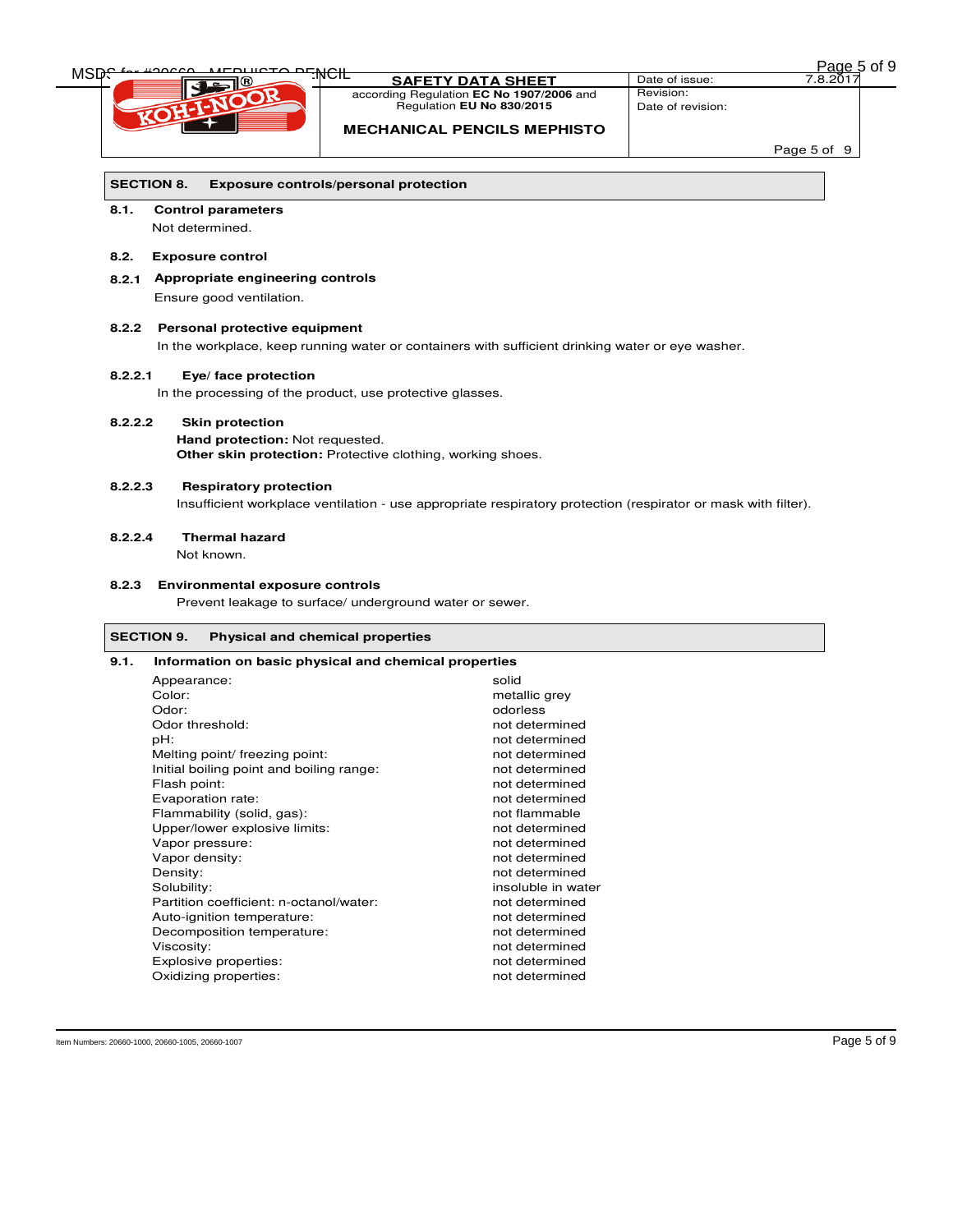## SECTION 8. Exposure controls/personal protection

### 8.1. Control parameters

Not determined.

### 8.2. Exposure control

#### 8.2.1 Appropriate engineering controls

Ensure good ventilation.

#### 8.2.2 Personal protective equipment

In the workplace, keep running water or containers with sufficient drinking water or eye washer.

##### 8.2.2.1 Eye/ face protection

In the processing of the product, use protective glasses.

##### 8.2.2.2 Skin protection

**Hand protection:** Not requested.
**Other skin protection:** Protective clothing, working shoes.

##### 8.2.2.3 Respiratory protection

Insufficient workplace ventilation - use appropriate respiratory protection (respirator or mask with filter).

##### 8.2.2.4 Thermal hazard

Not known.

#### 8.2.3 Environmental exposure controls

Prevent leakage to surface/ underground water or sewer.

## SECTION 9. Physical and chemical properties

### 9.1. Information on basic physical and chemical properties

| Property | Value |
|---|---|
| Appearance: | solid |
| Color: | metallic grey |
| Odor: | odorless |
| Odor threshold: | not determined |
| pH: | not determined |
| Melting point/ freezing point: | not determined |
| Initial boiling point and boiling range: | not determined |
| Flash point: | not determined |
| Evaporation rate: | not determined |
| Flammability (solid, gas): | not flammable |
| Upper/lower explosive limits: | not determined |
| Vapor pressure: | not determined |
| Vapor density: | not determined |
| Density: | not determined |
| Solubility: | insoluble in water |
| Partition coefficient: n-octanol/water: | not determined |
| Auto-ignition temperature: | not determined |
| Decomposition temperature: | not determined |
| Viscosity: | not determined |
| Explosive properties: | not determined |
| Oxidizing properties: | not determined |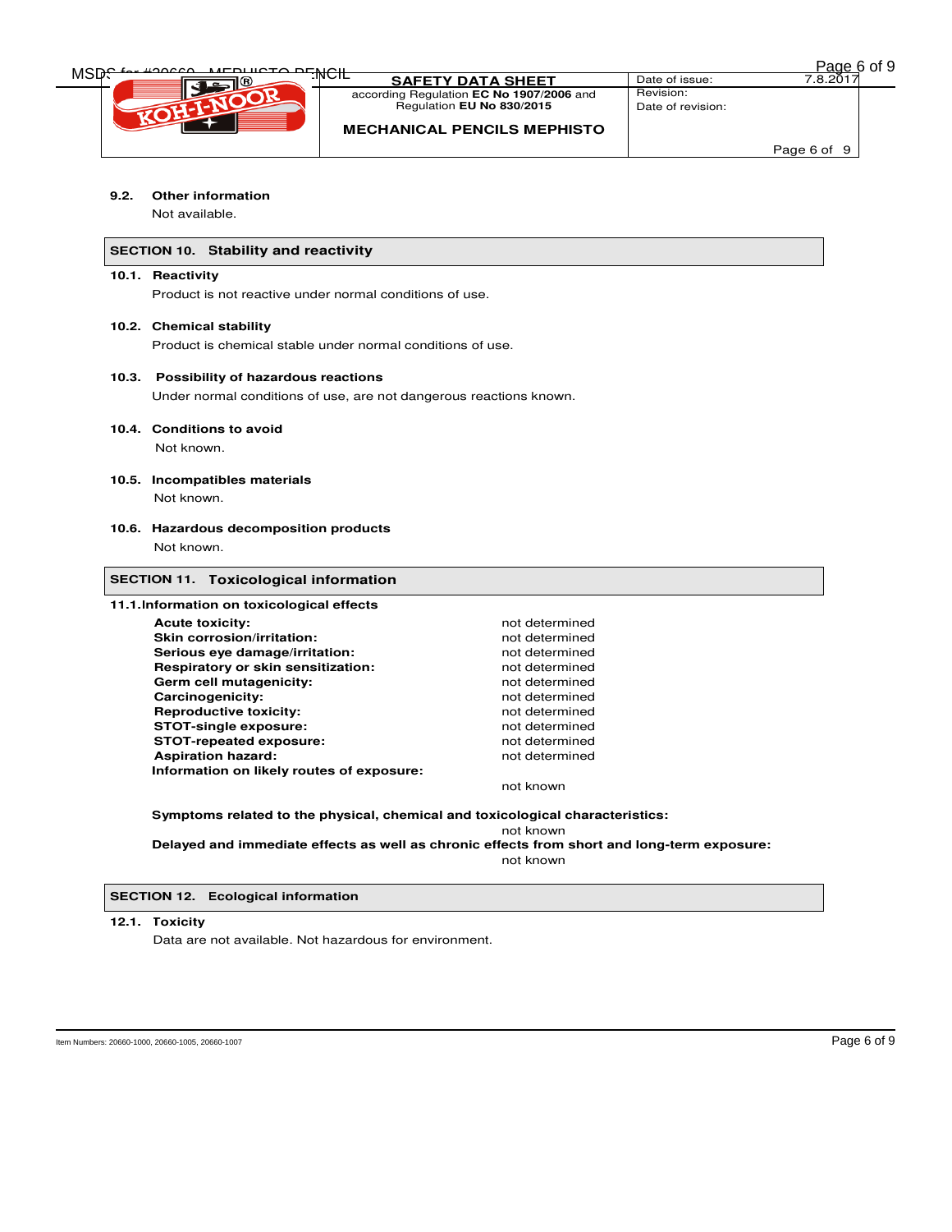**9.2. Other information**

Not available.

## SECTION 10. Stability and reactivity

**10.1. Reactivity**

Product is not reactive under normal conditions of use.

**10.2. Chemical stability**

Product is chemical stable under normal conditions of use.

**10.3. Possibility of hazardous reactions**

Under normal conditions of use, are not dangerous reactions known.

**10.4. Conditions to avoid**

Not known.

**10.5. Incompatibles materials**

Not known.

**10.6. Hazardous decomposition products**

Not known.

## SECTION 11. Toxicological information

**11.1. Information on toxicological effects**

| | |
|---|---|
| **Acute toxicity:** | not determined |
| **Skin corrosion/irritation:** | not determined |
| **Serious eye damage/irritation:** | not determined |
| **Respiratory or skin sensitization:** | not determined |
| **Germ cell mutagenicity:** | not determined |
| **Carcinogenicity:** | not determined |
| **Reproductive toxicity:** | not determined |
| **STOT-single exposure:** | not determined |
| **STOT-repeated exposure:** | not determined |
| **Aspiration hazard:** | not determined |

**Information on likely routes of exposure:**

not known

**Symptoms related to the physical, chemical and toxicological characteristics:**

not known

**Delayed and immediate effects as well as chronic effects from short and long-term exposure:**

not known

## SECTION 12. Ecological information

**12.1. Toxicity**

Data are not available. Not hazardous for environment.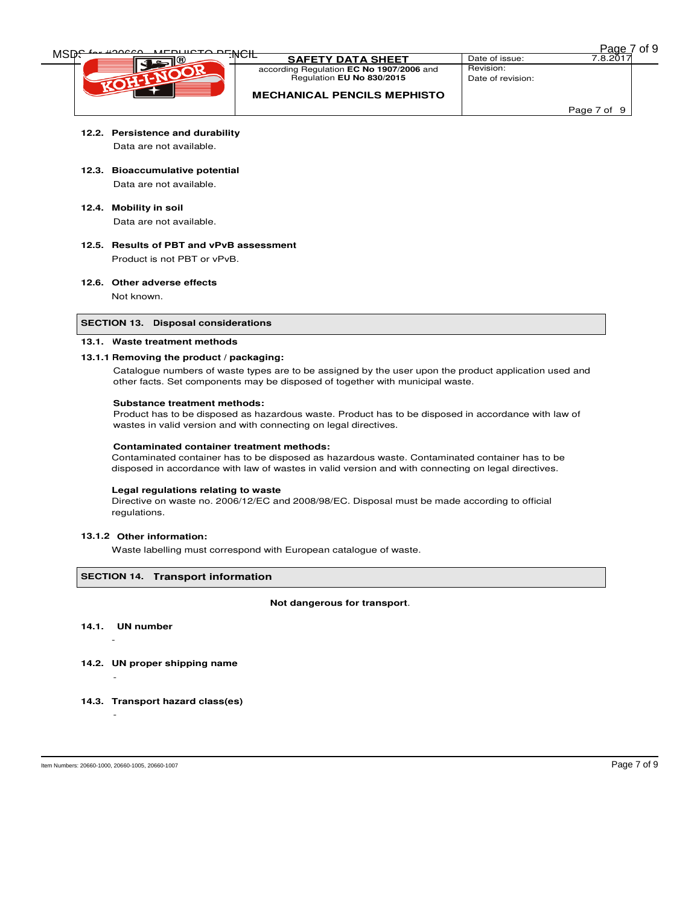### 12.2. Persistence and durability

Data are not available.

### 12.3. Bioaccumulative potential

Data are not available.

### 12.4. Mobility in soil

Data are not available.

### 12.5. Results of PBT and vPvB assessment

Product is not PBT or vPvB.

### 12.6. Other adverse effects

Not known.

## SECTION 13. Disposal considerations

### 13.1. Waste treatment methods

**13.1.1 Removing the product / packaging:**

Catalogue numbers of waste types are to be assigned by the user upon the product application used and other facts. Set components may be disposed of together with municipal waste.

**Substance treatment methods:**

Product has to be disposed as hazardous waste. Product has to be disposed in accordance with law of wastes in valid version and with connecting on legal directives.

**Contaminated container treatment methods:**

Contaminated container has to be disposed as hazardous waste. Contaminated container has to be disposed in accordance with law of wastes in valid version and with connecting on legal directives.

**Legal regulations relating to waste**

Directive on waste no. 2006/12/EC and 2008/98/EC. Disposal must be made according to official regulations.

**13.1.2 Other information:**

Waste labelling must correspond with European catalogue of waste.

## SECTION 14. Transport information

**Not dangerous for transport**.

### 14.1. UN number

-

### 14.2. UN proper shipping name

-

### 14.3. Transport hazard class(es)

-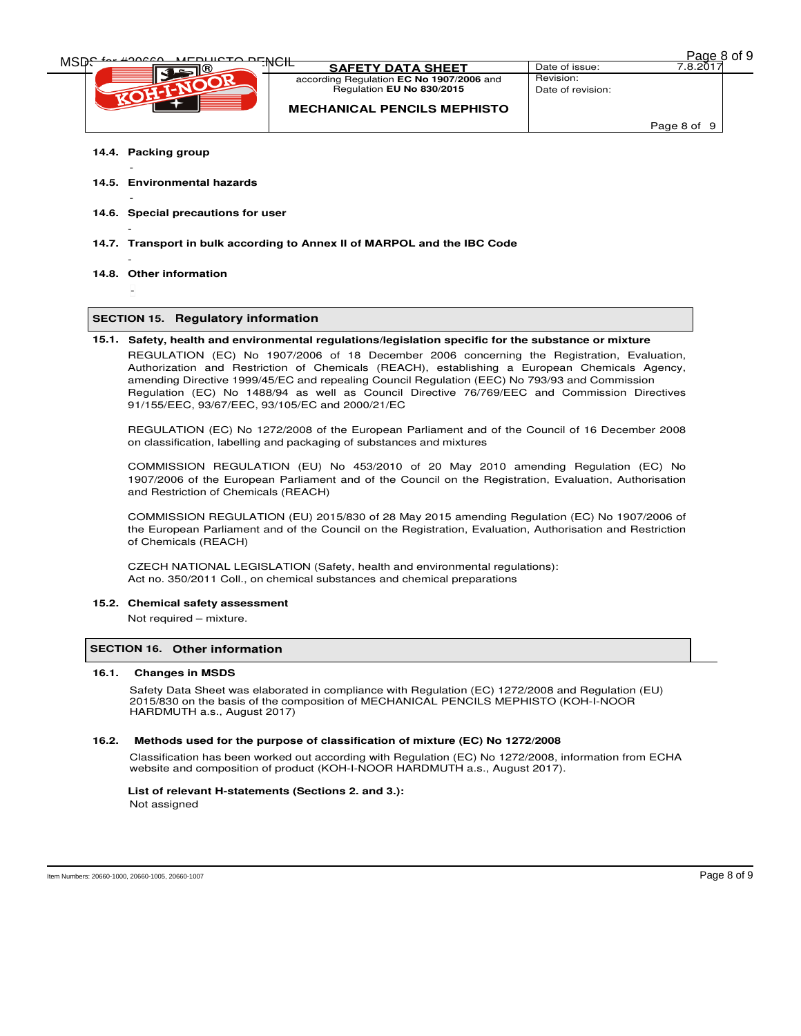### 14.4. Packing group

-

### 14.5. Environmental hazards

-

### 14.6. Special precautions for user

-

### 14.7. Transport in bulk according to Annex II of MARPOL and the IBC Code

-

### 14.8. Other information

-

## SECTION 15. Regulatory information

### 15.1. Safety, health and environmental regulations/legislation specific for the substance or mixture

REGULATION (EC) No 1907/2006 of 18 December 2006 concerning the Registration, Evaluation, Authorization and Restriction of Chemicals (REACH), establishing a European Chemicals Agency, amending Directive 1999/45/EC and repealing Council Regulation (EEC) No 793/93 and Commission Regulation (EC) No 1488/94 as well as Council Directive 76/769/EEC and Commission Directives 91/155/EEC, 93/67/EEC, 93/105/EC and 2000/21/EC

REGULATION (EC) No 1272/2008 of the European Parliament and of the Council of 16 December 2008 on classification, labelling and packaging of substances and mixtures

COMMISSION REGULATION (EU) No 453/2010 of 20 May 2010 amending Regulation (EC) No 1907/2006 of the European Parliament and of the Council on the Registration, Evaluation, Authorisation and Restriction of Chemicals (REACH)

COMMISSION REGULATION (EU) 2015/830 of 28 May 2015 amending Regulation (EC) No 1907/2006 of the European Parliament and of the Council on the Registration, Evaluation, Authorisation and Restriction of Chemicals (REACH)

CZECH NATIONAL LEGISLATION (Safety, health and environmental regulations):
Act no. 350/2011 Coll., on chemical substances and chemical preparations

### 15.2. Chemical safety assessment

Not required – mixture.

## SECTION 16. Other information

### 16.1. Changes in MSDS

Safety Data Sheet was elaborated in compliance with Regulation (EC) 1272/2008 and Regulation (EU) 2015/830 on the basis of the composition of MECHANICAL PENCILS MEPHISTO (KOH-I-NOOR HARDMUTH a.s., August 2017)

### 16.2. Methods used for the purpose of classification of mixture (EC) No 1272/2008

Classification has been worked out according with Regulation (EC) No 1272/2008, information from ECHA website and composition of product (KOH-I-NOOR HARDMUTH a.s., August 2017).

**List of relevant H-statements (Sections 2. and 3.):**

Not assigned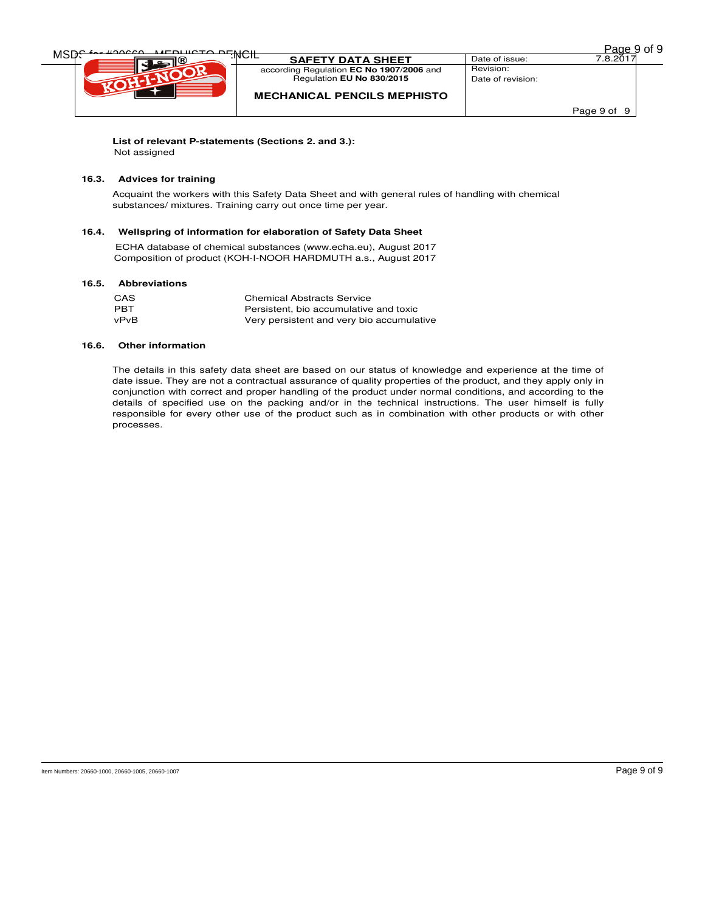**List of relevant P-statements (Sections 2. and 3.):**
Not assigned

### 16.3. Advices for training

Acquaint the workers with this Safety Data Sheet and with general rules of handling with chemical substances/ mixtures. Training carry out once time per year.

### 16.4. Wellspring of information for elaboration of Safety Data Sheet

ECHA database of chemical substances (www.echa.eu), August 2017
Composition of product (KOH-I-NOOR HARDMUTH a.s., August 2017

### 16.5. Abbreviations

| | |
|---|---|
| CAS | Chemical Abstracts Service |
| PBT | Persistent, bio accumulative and toxic |
| vPvB | Very persistent and very bio accumulative |

### 16.6. Other information

The details in this safety data sheet are based on our status of knowledge and experience at the time of date issue. They are not a contractual assurance of quality properties of the product, and they apply only in conjunction with correct and proper handling of the product under normal conditions, and according to the details of specified use on the packing and/or in the technical instructions. The user himself is fully responsible for every other use of the product such as in combination with other products or with other processes.

Item Numbers: 20660-1000, 20660-1005, 20660-1007